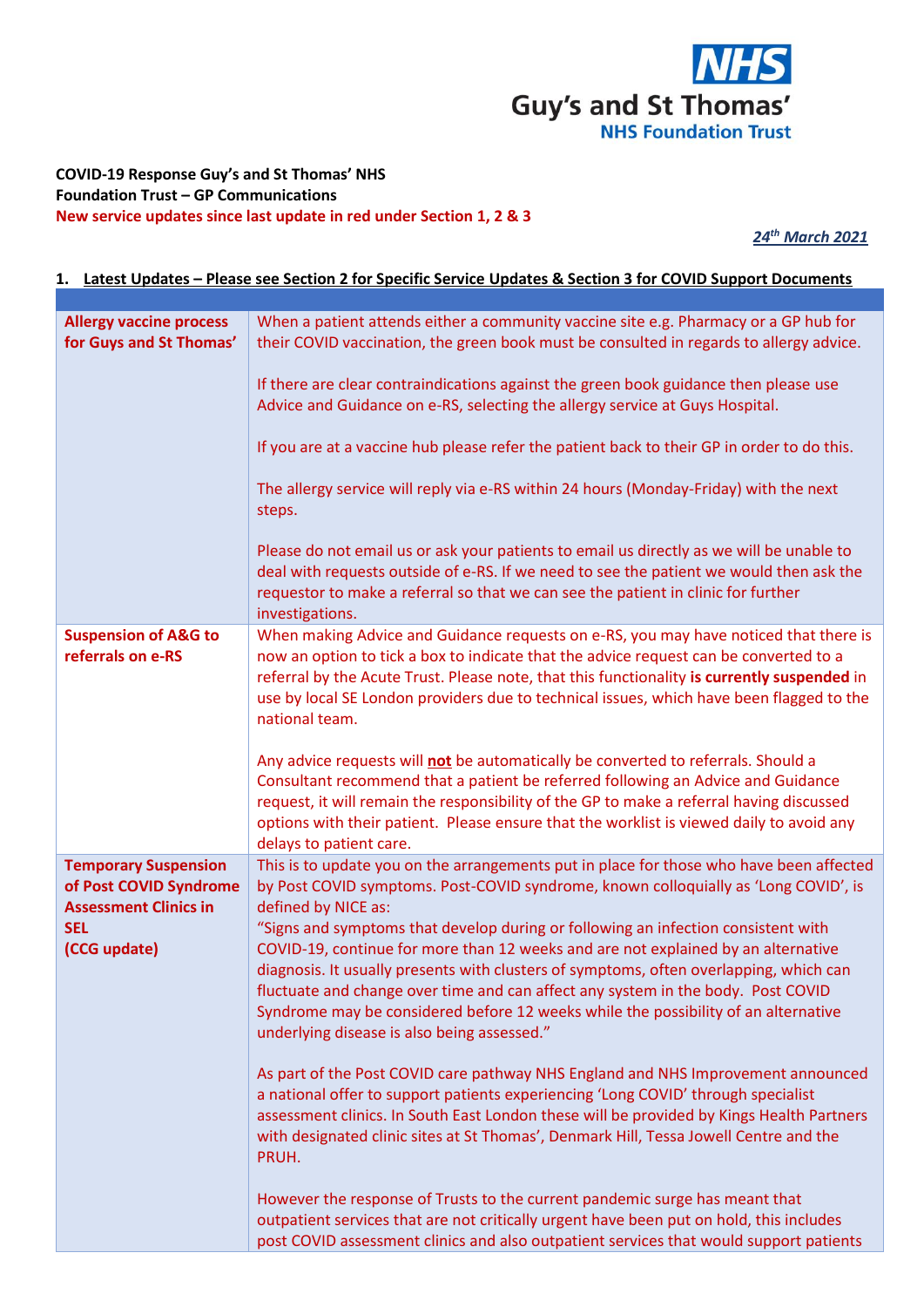NHS
Guy's and St Thomas'
NHS Foundation Trust

**COVID-19 Response Guy's and St Thomas' NHS Foundation Trust – GP Communications**

**New service updates since last update in red under Section 1, 2 & 3**

***24th March 2021***

## 1. Latest Updates – Please see Section 2 for Specific Service Updates & Section 3 for COVID Support Documents

| | |
|---|---|
| **Allergy vaccine process for Guys and St Thomas'** | When a patient attends either a community vaccine site e.g. Pharmacy or a GP hub for their COVID vaccination, the green book must be consulted in regards to allergy advice.<br><br>If there are clear contraindications against the green book guidance then please use Advice and Guidance on e-RS, selecting the allergy service at Guys Hospital.<br><br>If you are at a vaccine hub please refer the patient back to their GP in order to do this.<br><br>The allergy service will reply via e-RS within 24 hours (Monday-Friday) with the next steps.<br><br>Please do not email us or ask your patients to email us directly as we will be unable to deal with requests outside of e-RS. If we need to see the patient we would then ask the requestor to make a referral so that we can see the patient in clinic for further investigations. |
| **Suspension of A&G to referrals on e-RS** | When making Advice and Guidance requests on e-RS, you may have noticed that there is now an option to tick a box to indicate that the advice request can be converted to a referral by the Acute Trust. Please note, that this functionality **is currently suspended** in use by local SE London providers due to technical issues, which have been flagged to the national team.<br><br>Any advice requests will **not** be automatically be converted to referrals. Should a Consultant recommend that a patient be referred following an Advice and Guidance request, it will remain the responsibility of the GP to make a referral having discussed options with their patient. Please ensure that the worklist is viewed daily to avoid any delays to patient care. |
| **Temporary Suspension of Post COVID Syndrome Assessment Clinics in SEL (CCG update)** | This is to update you on the arrangements put in place for those who have been affected by Post COVID symptoms. Post-COVID syndrome, known colloquially as 'Long COVID', is defined by NICE as:<br>"Signs and symptoms that develop during or following an infection consistent with COVID-19, continue for more than 12 weeks and are not explained by an alternative diagnosis. It usually presents with clusters of symptoms, often overlapping, which can fluctuate and change over time and can affect any system in the body. Post COVID Syndrome may be considered before 12 weeks while the possibility of an alternative underlying disease is also being assessed."<br><br>As part of the Post COVID care pathway NHS England and NHS Improvement announced a national offer to support patients experiencing 'Long COVID' through specialist assessment clinics. In South East London these will be provided by Kings Health Partners with designated clinic sites at St Thomas', Denmark Hill, Tessa Jowell Centre and the PRUH.<br><br>However the response of Trusts to the current pandemic surge has meant that outpatient services that are not critically urgent have been put on hold, this includes post COVID assessment clinics and also outpatient services that would support patients |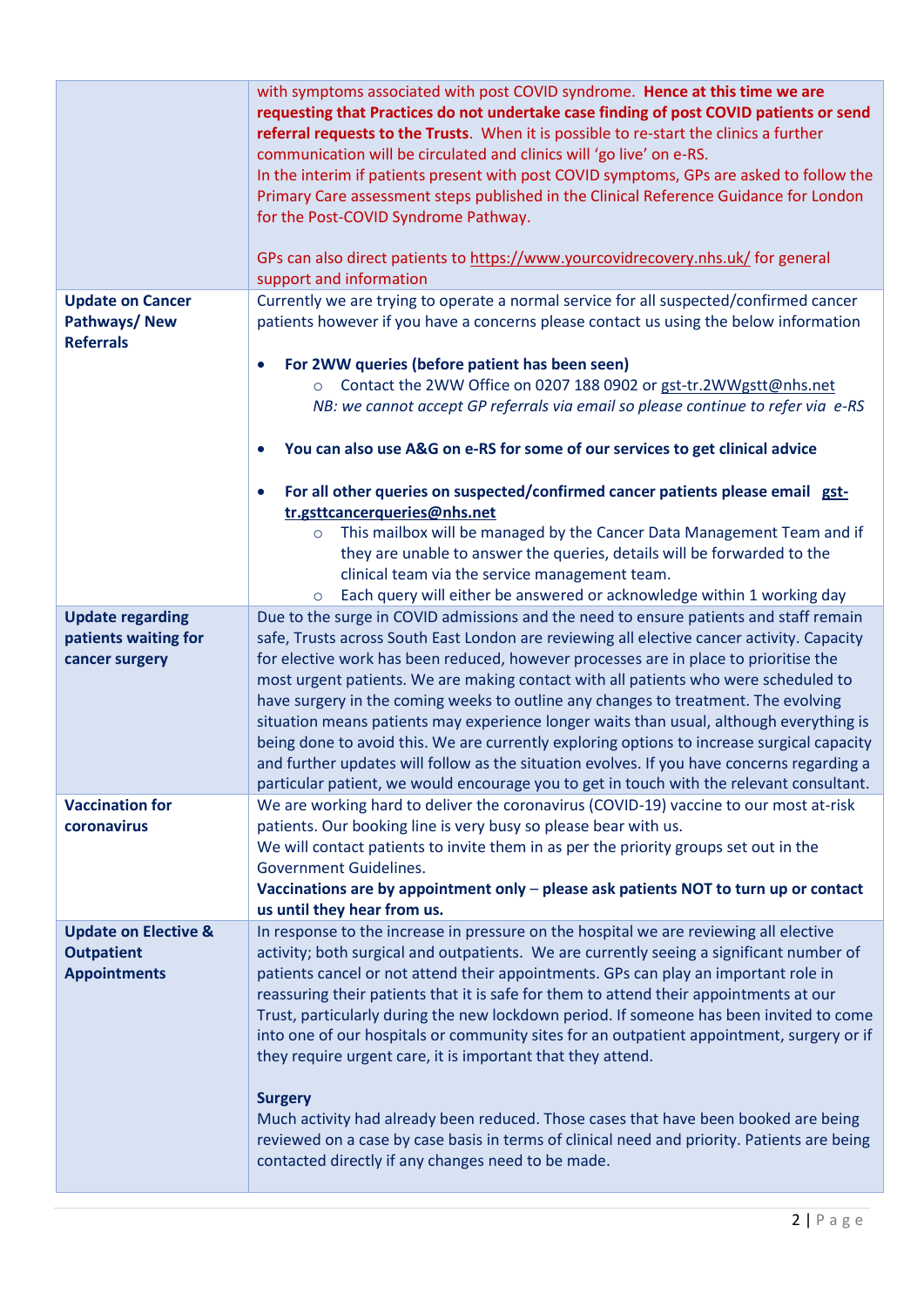| | |
|---|---|
| | with symptoms associated with post COVID syndrome. **Hence at this time we are requesting that Practices do not undertake case finding of post COVID patients or send referral requests to the Trusts**. When it is possible to re-start the clinics a further communication will be circulated and clinics will 'go live' on e-RS.<br>In the interim if patients present with post COVID symptoms, GPs are asked to follow the Primary Care assessment steps published in the Clinical Reference Guidance for London for the Post-COVID Syndrome Pathway.<br><br>GPs can also direct patients to https://www.yourcovidrecovery.nhs.uk/ for general support and information |
| **Update on Cancer Pathways/ New Referrals** | Currently we are trying to operate a normal service for all suspected/confirmed cancer patients however if you have a concerns please contact us using the below information<br><br>• **For 2WW queries (before patient has been seen)**<br>  ○ Contact the 2WW Office on 0207 188 0902 or gst-tr.2WWgstt@nhs.net<br>  *NB: we cannot accept GP referrals via email so please continue to refer via e-RS*<br><br>• **You can also use A&G on e-RS for some of our services to get clinical advice**<br><br>• **For all other queries on suspected/confirmed cancer patients please email gst-tr.gsttcancerqueries@nhs.net**<br>  ○ This mailbox will be managed by the Cancer Data Management Team and if they are unable to answer the queries, details will be forwarded to the clinical team via the service management team.<br>  ○ Each query will either be answered or acknowledge within 1 working day |
| **Update regarding patients waiting for cancer surgery** | Due to the surge in COVID admissions and the need to ensure patients and staff remain safe, Trusts across South East London are reviewing all elective cancer activity. Capacity for elective work has been reduced, however processes are in place to prioritise the most urgent patients. We are making contact with all patients who were scheduled to have surgery in the coming weeks to outline any changes to treatment. The evolving situation means patients may experience longer waits than usual, although everything is being done to avoid this. We are currently exploring options to increase surgical capacity and further updates will follow as the situation evolves. If you have concerns regarding a particular patient, we would encourage you to get in touch with the relevant consultant. |
| **Vaccination for coronavirus** | We are working hard to deliver the coronavirus (COVID-19) vaccine to our most at-risk patients. Our booking line is very busy so please bear with us.<br>We will contact patients to invite them in as per the priority groups set out in the Government Guidelines.<br>**Vaccinations are by appointment only – please ask patients NOT to turn up or contact us until they hear from us.** |
| **Update on Elective & Outpatient Appointments** | In response to the increase in pressure on the hospital we are reviewing all elective activity; both surgical and outpatients. We are currently seeing a significant number of patients cancel or not attend their appointments. GPs can play an important role in reassuring their patients that it is safe for them to attend their appointments at our Trust, particularly during the new lockdown period. If someone has been invited to come into one of our hospitals or community sites for an outpatient appointment, surgery or if they require urgent care, it is important that they attend.<br><br>**Surgery**<br>Much activity had already been reduced. Those cases that have been booked are being reviewed on a case by case basis in terms of clinical need and priority. Patients are being contacted directly if any changes need to be made. |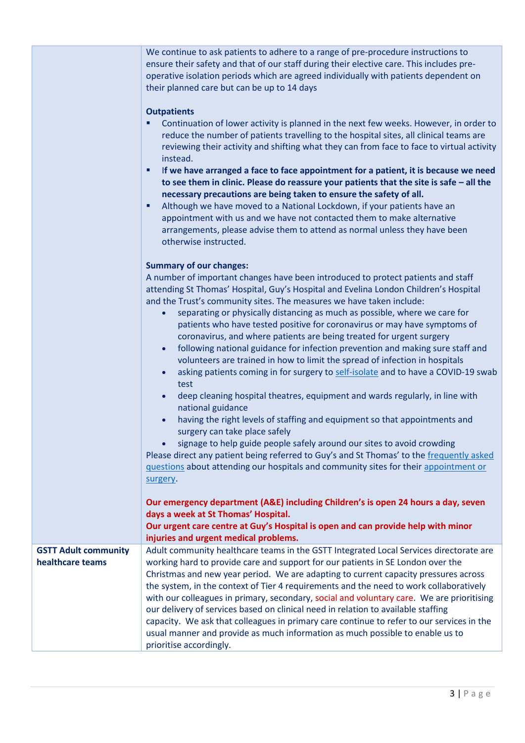| | |
|---|---|
| | We continue to ask patients to adhere to a range of pre-procedure instructions to ensure their safety and that of our staff during their elective care. This includes pre-operative isolation periods which are agreed individually with patients dependent on their planned care but can be up to 14 days<br><br>**Outpatients**<br>▪ Continuation of lower activity is planned in the next few weeks. However, in order to reduce the number of patients travelling to the hospital sites, all clinical teams are reviewing their activity and shifting what they can from face to face to virtual activity instead.<br>▪ **If we have arranged a face to face appointment for a patient, it is because we need to see them in clinic. Please do reassure your patients that the site is safe – all the necessary precautions are being taken to ensure the safety of all.**<br>▪ Although we have moved to a National Lockdown, if your patients have an appointment with us and we have not contacted them to make alternative arrangements, please advise them to attend as normal unless they have been otherwise instructed.<br><br>**Summary of our changes:**<br>A number of important changes have been introduced to protect patients and staff attending St Thomas' Hospital, Guy's Hospital and Evelina London Children's Hospital and the Trust's community sites. The measures we have taken include:<br>• separating or physically distancing as much as possible, where we care for patients who have tested positive for coronavirus or may have symptoms of coronavirus, and where patients are being treated for urgent surgery<br>• following national guidance for infection prevention and making sure staff and volunteers are trained in how to limit the spread of infection in hospitals<br>• asking patients coming in for surgery to self-isolate and to have a COVID-19 swab test<br>• deep cleaning hospital theatres, equipment and wards regularly, in line with national guidance<br>• having the right levels of staffing and equipment so that appointments and surgery can take place safely<br>• signage to help guide people safely around our sites to avoid crowding<br>Please direct any patient being referred to Guy's and St Thomas' to the frequently asked questions about attending our hospitals and community sites for their appointment or surgery.<br><br>**Our emergency department (A&E) including Children's is open 24 hours a day, seven days a week at St Thomas' Hospital.**<br>**Our urgent care centre at Guy's Hospital is open and can provide help with minor injuries and urgent medical problems.** |
| **GSTT Adult community healthcare teams** | Adult community healthcare teams in the GSTT Integrated Local Services directorate are working hard to provide care and support for our patients in SE London over the Christmas and new year period. We are adapting to current capacity pressures across the system, in the context of Tier 4 requirements and the need to work collaboratively with our colleagues in primary, secondary, social and voluntary care. We are prioritising our delivery of services based on clinical need in relation to available staffing capacity. We ask that colleagues in primary care continue to refer to our services in the usual manner and provide as much information as much possible to enable us to prioritise accordingly. |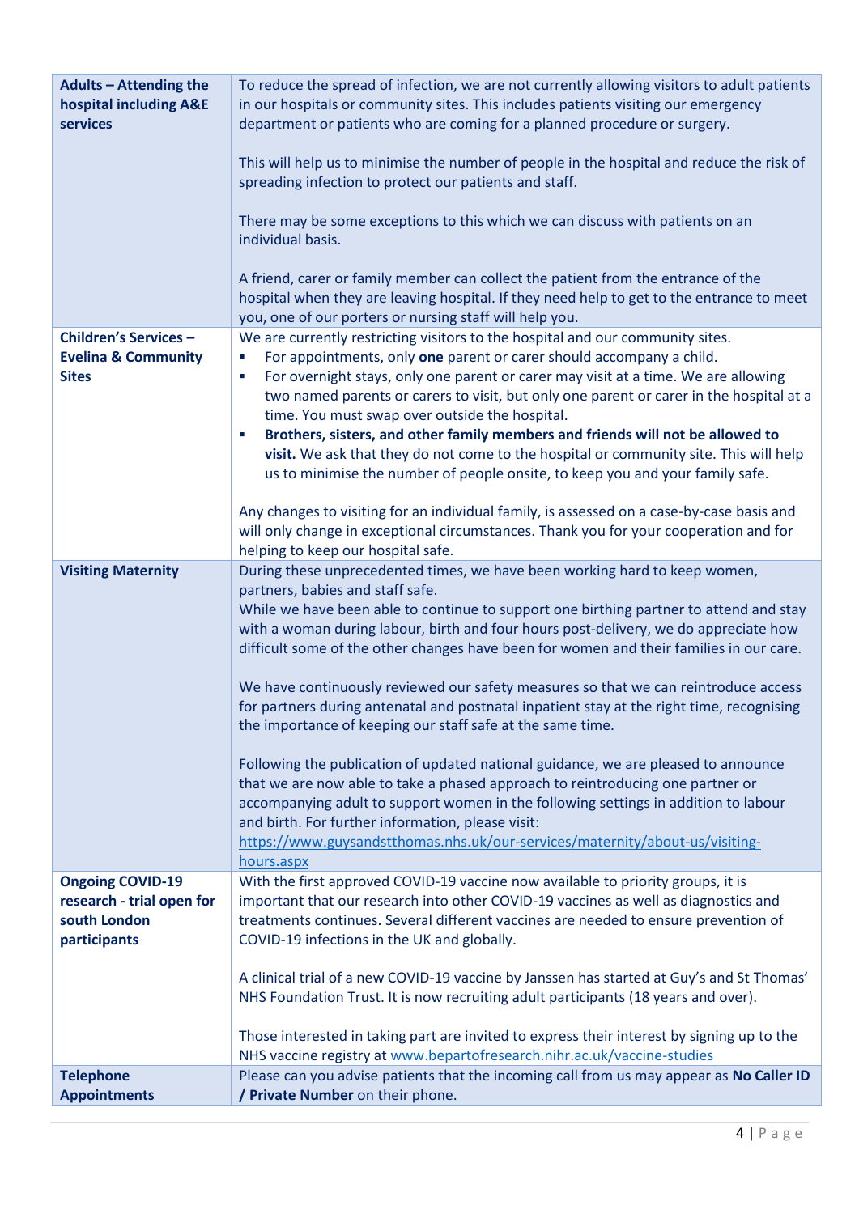| | |
|---|---|
| **Adults – Attending the hospital including A&E services** | To reduce the spread of infection, we are not currently allowing visitors to adult patients in our hospitals or community sites. This includes patients visiting our emergency department or patients who are coming for a planned procedure or surgery.<br><br>This will help us to minimise the number of people in the hospital and reduce the risk of spreading infection to protect our patients and staff.<br><br>There may be some exceptions to this which we can discuss with patients on an individual basis.<br><br>A friend, carer or family member can collect the patient from the entrance of the hospital when they are leaving hospital. If they need help to get to the entrance to meet you, one of our porters or nursing staff will help you. |
| **Children's Services – Evelina & Community Sites** | We are currently restricting visitors to the hospital and our community sites.<br>- For appointments, only **one** parent or carer should accompany a child.<br>- For overnight stays, only one parent or carer may visit at a time. We are allowing two named parents or carers to visit, but only one parent or carer in the hospital at a time. You must swap over outside the hospital.<br>- **Brothers, sisters, and other family members and friends will not be allowed to visit.** We ask that they do not come to the hospital or community site. This will help us to minimise the number of people onsite, to keep you and your family safe.<br><br>Any changes to visiting for an individual family, is assessed on a case-by-case basis and will only change in exceptional circumstances. Thank you for your cooperation and for helping to keep our hospital safe. |
| **Visiting Maternity** | During these unprecedented times, we have been working hard to keep women, partners, babies and staff safe.<br>While we have been able to continue to support one birthing partner to attend and stay with a woman during labour, birth and four hours post-delivery, we do appreciate how difficult some of the other changes have been for women and their families in our care.<br><br>We have continuously reviewed our safety measures so that we can reintroduce access for partners during antenatal and postnatal inpatient stay at the right time, recognising the importance of keeping our staff safe at the same time.<br><br>Following the publication of updated national guidance, we are pleased to announce that we are now able to take a phased approach to reintroducing one partner or accompanying adult to support women in the following settings in addition to labour and birth. For further information, please visit: https://www.guysandstthomas.nhs.uk/our-services/maternity/about-us/visiting-hours.aspx |
| **Ongoing COVID-19 research - trial open for south London participants** | With the first approved COVID-19 vaccine now available to priority groups, it is important that our research into other COVID-19 vaccines as well as diagnostics and treatments continues. Several different vaccines are needed to ensure prevention of COVID-19 infections in the UK and globally.<br><br>A clinical trial of a new COVID-19 vaccine by Janssen has started at Guy's and St Thomas' NHS Foundation Trust. It is now recruiting adult participants (18 years and over).<br><br>Those interested in taking part are invited to express their interest by signing up to the NHS vaccine registry at www.bepartofresearch.nihr.ac.uk/vaccine-studies |
| **Telephone Appointments** | Please can you advise patients that the incoming call from us may appear as **No Caller ID / Private Number** on their phone. |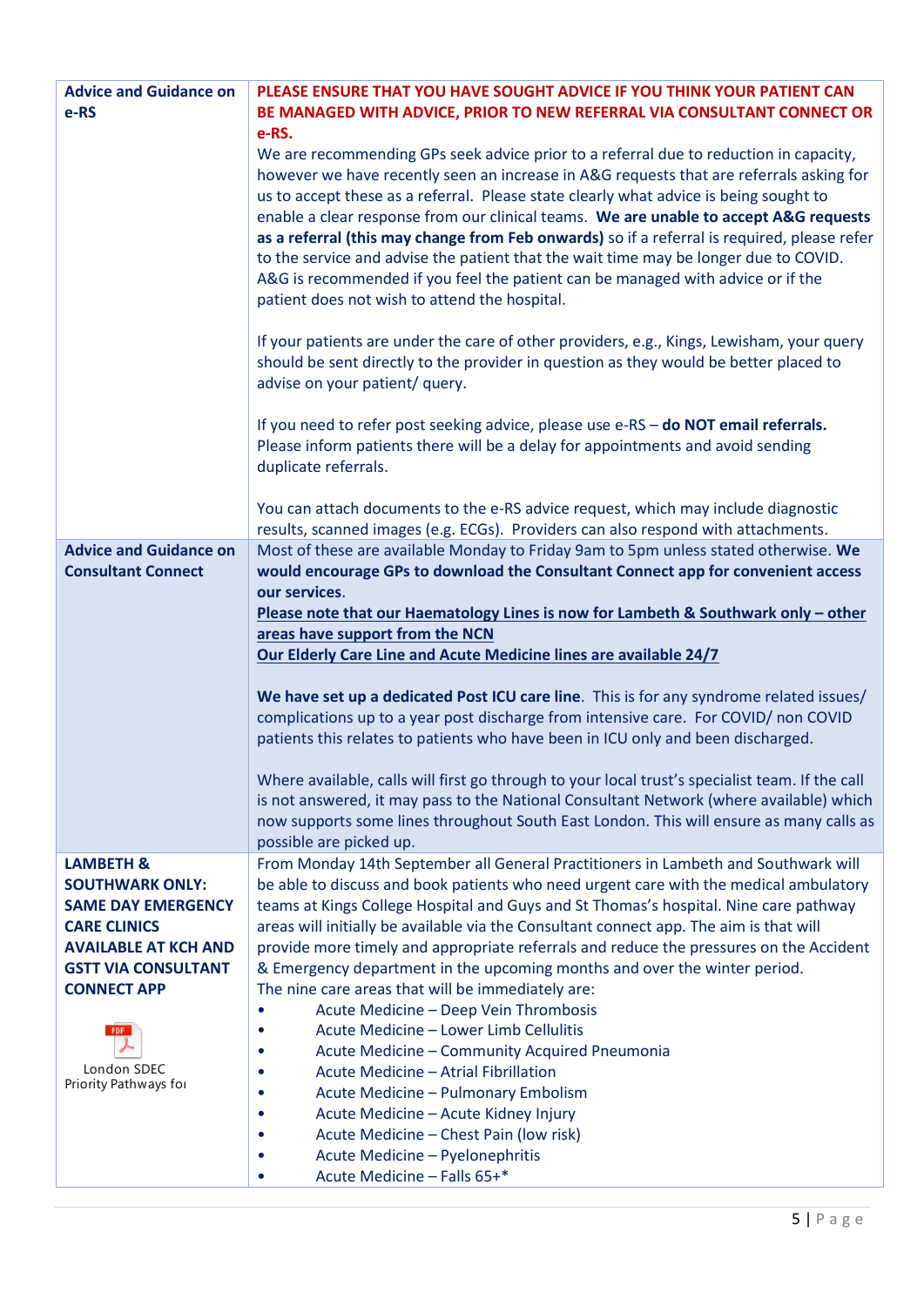| | |
|---|---|
| **Advice and Guidance on e-RS** | **PLEASE ENSURE THAT YOU HAVE SOUGHT ADVICE IF YOU THINK YOUR PATIENT CAN BE MANAGED WITH ADVICE, PRIOR TO NEW REFERRAL VIA CONSULTANT CONNECT OR e-RS.**<br>We are recommending GPs seek advice prior to a referral due to reduction in capacity, however we have recently seen an increase in A&G requests that are referrals asking for us to accept these as a referral. Please state clearly what advice is being sought to enable a clear response from our clinical teams. **We are unable to accept A&G requests as a referral (this may change from Feb onwards)** so if a referral is required, please refer to the service and advise the patient that the wait time may be longer due to COVID. A&G is recommended if you feel the patient can be managed with advice or if the patient does not wish to attend the hospital.<br><br>If your patients are under the care of other providers, e.g., Kings, Lewisham, your query should be sent directly to the provider in question as they would be better placed to advise on your patient/ query.<br><br>If you need to refer post seeking advice, please use e-RS – **do NOT email referrals.** Please inform patients there will be a delay for appointments and avoid sending duplicate referrals.<br><br>You can attach documents to the e-RS advice request, which may include diagnostic results, scanned images (e.g. ECGs). Providers can also respond with attachments. |
| **Advice and Guidance on Consultant Connect** | Most of these are available Monday to Friday 9am to 5pm unless stated otherwise. **We would encourage GPs to download the Consultant Connect app for convenient access our services.**<br>**Please note that our Haematology Lines is now for Lambeth & Southwark only – other areas have support from the NCN**<br>**Our Elderly Care Line and Acute Medicine lines are available 24/7**<br><br>**We have set up a dedicated Post ICU care line**. This is for any syndrome related issues/ complications up to a year post discharge from intensive care. For COVID/ non COVID patients this relates to patients who have been in ICU only and been discharged.<br><br>Where available, calls will first go through to your local trust's specialist team. If the call is not answered, it may pass to the National Consultant Network (where available) which now supports some lines throughout South East London. This will ensure as many calls as possible are picked up. |
| **LAMBETH & SOUTHWARK ONLY: SAME DAY EMERGENCY CARE CLINICS AVAILABLE AT KCH AND GSTT VIA CONSULTANT CONNECT APP**<br><br>London SDEC Priority Pathways for | From Monday 14th September all General Practitioners in Lambeth and Southwark will be able to discuss and book patients who need urgent care with the medical ambulatory teams at Kings College Hospital and Guys and St Thomas's hospital. Nine care pathway areas will initially be available via the Consultant connect app. The aim is that will provide more timely and appropriate referrals and reduce the pressures on the Accident & Emergency department in the upcoming months and over the winter period.<br>The nine care areas that will be immediately are:<br>• Acute Medicine – Deep Vein Thrombosis<br>• Acute Medicine – Lower Limb Cellulitis<br>• Acute Medicine – Community Acquired Pneumonia<br>• Acute Medicine – Atrial Fibrillation<br>• Acute Medicine – Pulmonary Embolism<br>• Acute Medicine – Acute Kidney Injury<br>• Acute Medicine – Chest Pain (low risk)<br>• Acute Medicine – Pyelonephritis<br>• Acute Medicine – Falls 65+* |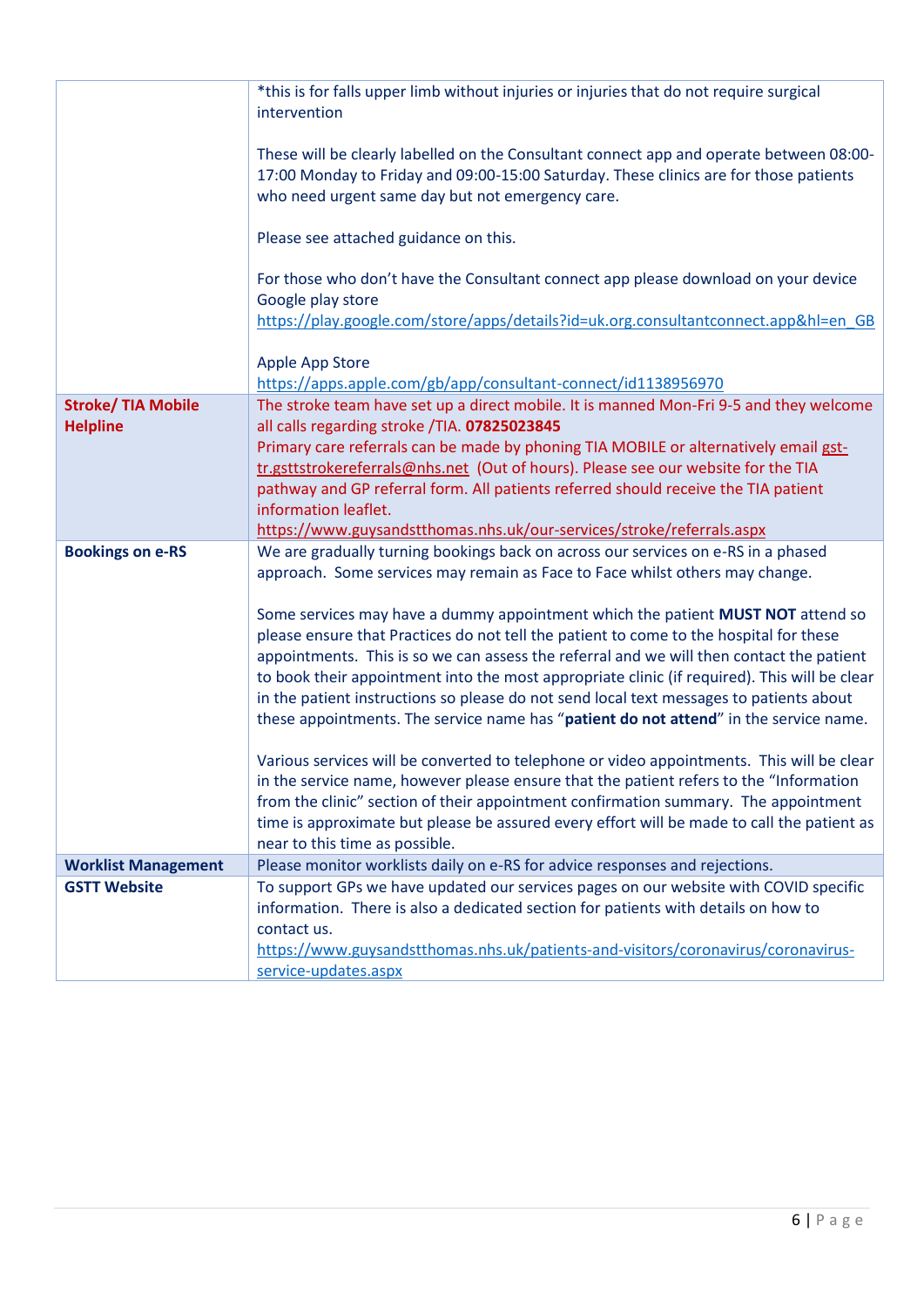| | |
|---|---|
| | *this is for falls upper limb without injuries or injuries that do not require surgical intervention<br><br>These will be clearly labelled on the Consultant connect app and operate between 08:00-17:00 Monday to Friday and 09:00-15:00 Saturday. These clinics are for those patients who need urgent same day but not emergency care.<br><br>Please see attached guidance on this.<br><br>For those who don't have the Consultant connect app please download on your device Google play store https://play.google.com/store/apps/details?id=uk.org.consultantconnect.app&hl=en_GB<br><br>Apple App Store https://apps.apple.com/gb/app/consultant-connect/id1138956970 |
| **Stroke/ TIA Mobile Helpline** | The stroke team have set up a direct mobile. It is manned Mon-Fri 9-5 and they welcome all calls regarding stroke /TIA. **07825023845**<br>Primary care referrals can be made by phoning TIA MOBILE or alternatively email gst-tr.gsttstrokereferrals@nhs.net (Out of hours). Please see our website for the TIA pathway and GP referral form. All patients referred should receive the TIA patient information leaflet.<br>https://www.guysandstthomas.nhs.uk/our-services/stroke/referrals.aspx |
| **Bookings on e-RS** | We are gradually turning bookings back on across our services on e-RS in a phased approach. Some services may remain as Face to Face whilst others may change.<br><br>Some services may have a dummy appointment which the patient **MUST NOT** attend so please ensure that Practices do not tell the patient to come to the hospital for these appointments. This is so we can assess the referral and we will then contact the patient to book their appointment into the most appropriate clinic (if required). This will be clear in the patient instructions so please do not send local text messages to patients about these appointments. The service name has "**patient do not attend**" in the service name.<br><br>Various services will be converted to telephone or video appointments. This will be clear in the service name, however please ensure that the patient refers to the "Information from the clinic" section of their appointment confirmation summary. The appointment time is approximate but please be assured every effort will be made to call the patient as near to this time as possible. |
| **Worklist Management** | Please monitor worklists daily on e-RS for advice responses and rejections. |
| **GSTT Website** | To support GPs we have updated our services pages on our website with COVID specific information. There is also a dedicated section for patients with details on how to contact us.<br>https://www.guysandstthomas.nhs.uk/patients-and-visitors/coronavirus/coronavirus-service-updates.aspx |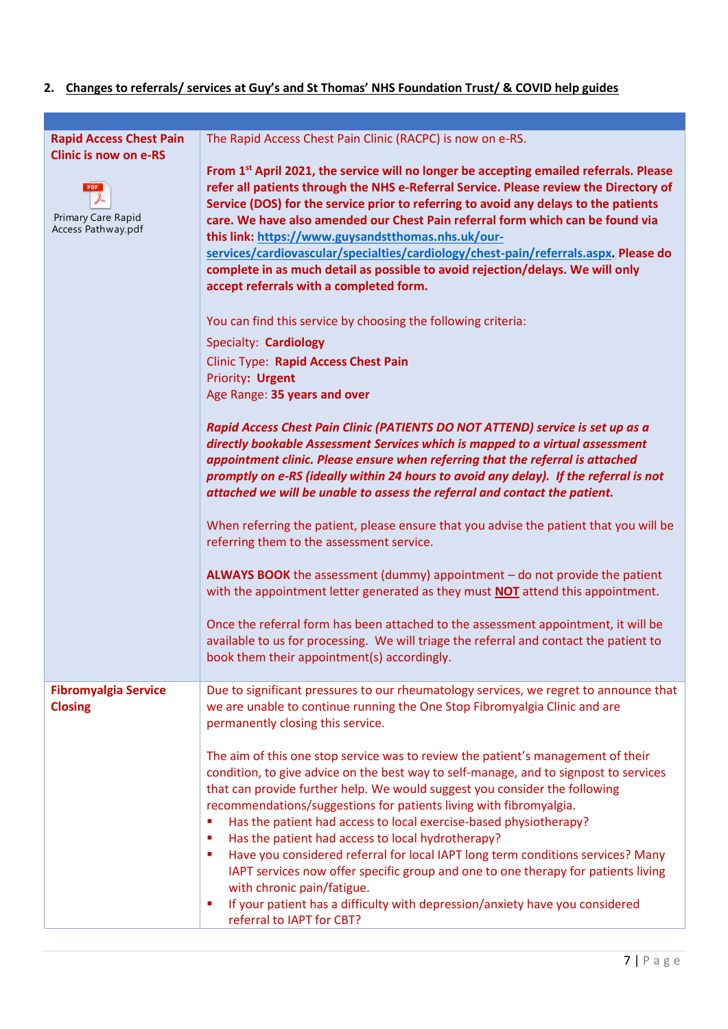## 2. Changes to referrals/ services at Guy's and St Thomas' NHS Foundation Trust/ & COVID help guides

| | |
|---|---|
| **Rapid Access Chest Pain Clinic is now on e-RS**<br><br>Primary Care Rapid Access Pathway.pdf | The Rapid Access Chest Pain Clinic (RACPC) is now on e-RS.<br><br>**From 1st April 2021, the service will no longer be accepting emailed referrals. Please refer all patients through the NHS e-Referral Service. Please review the Directory of Service (DOS) for the service prior to referring to avoid any delays to the patients care. We have also amended our Chest Pain referral form which can be found via this link: [https://www.guysandstthomas.nhs.uk/our-services/cardiovascular/specialties/cardiology/chest-pain/referrals.aspx](https://www.guysandstthomas.nhs.uk/our-services/cardiovascular/specialties/cardiology/chest-pain/referrals.aspx). Please do complete in as much detail as possible to avoid rejection/delays. We will only accept referrals with a completed form.**<br><br>You can find this service by choosing the following criteria:<br>Specialty: **Cardiology**<br>Clinic Type: **Rapid Access Chest Pain**<br>Priority**: Urgent**<br>Age Range: **35 years and over**<br><br>***Rapid Access Chest Pain Clinic (PATIENTS DO NOT ATTEND) service is set up as a directly bookable Assessment Services which is mapped to a virtual assessment appointment clinic. Please ensure when referring that the referral is attached promptly on e-RS (ideally within 24 hours to avoid any delay). If the referral is not attached we will be unable to assess the referral and contact the patient.***<br><br>When referring the patient, please ensure that you advise the patient that you will be referring them to the assessment service.<br><br>**ALWAYS BOOK** the assessment (dummy) appointment – do not provide the patient with the appointment letter generated as they must **NOT** attend this appointment.<br><br>Once the referral form has been attached to the assessment appointment, it will be available to us for processing. We will triage the referral and contact the patient to book them their appointment(s) accordingly. |
| **Fibromyalgia Service Closing** | Due to significant pressures to our rheumatology services, we regret to announce that we are unable to continue running the One Stop Fibromyalgia Clinic and are permanently closing this service.<br><br>The aim of this one stop service was to review the patient's management of their condition, to give advice on the best way to self-manage, and to signpost to services that can provide further help. We would suggest you consider the following recommendations/suggestions for patients living with fibromyalgia.<br>▪ Has the patient had access to local exercise-based physiotherapy?<br>▪ Has the patient had access to local hydrotherapy?<br>▪ Have you considered referral for local IAPT long term conditions services? Many IAPT services now offer specific group and one to one therapy for patients living with chronic pain/fatigue.<br>▪ If your patient has a difficulty with depression/anxiety have you considered referral to IAPT for CBT? |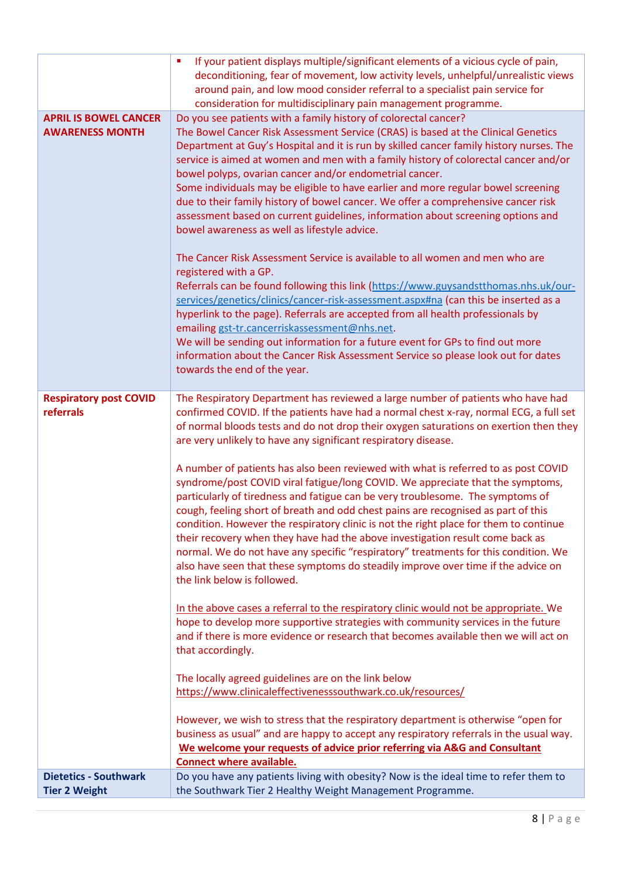| | |
|---|---|
| | ▪ If your patient displays multiple/significant elements of a vicious cycle of pain, deconditioning, fear of movement, low activity levels, unhelpful/unrealistic views around pain, and low mood consider referral to a specialist pain service for consideration for multidisciplinary pain management programme. |
| **APRIL IS BOWEL CANCER AWARENESS MONTH** | Do you see patients with a family history of colorectal cancer?<br>The Bowel Cancer Risk Assessment Service (CRAS) is based at the Clinical Genetics Department at Guy's Hospital and it is run by skilled cancer family history nurses. The service is aimed at women and men with a family history of colorectal cancer and/or bowel polyps, ovarian cancer and/or endometrial cancer.<br>Some individuals may be eligible to have earlier and more regular bowel screening due to their family history of bowel cancer. We offer a comprehensive cancer risk assessment based on current guidelines, information about screening options and bowel awareness as well as lifestyle advice.<br><br>The Cancer Risk Assessment Service is available to all women and men who are registered with a GP.<br>Referrals can be found following this link (https://www.guysandstthomas.nhs.uk/our-services/genetics/clinics/cancer-risk-assessment.aspx#na (can this be inserted as a hyperlink to the page). Referrals are accepted from all health professionals by emailing gst-tr.cancerriskassessment@nhs.net.<br>We will be sending out information for a future event for GPs to find out more information about the Cancer Risk Assessment Service so please look out for dates towards the end of the year. |
| **Respiratory post COVID referrals** | The Respiratory Department has reviewed a large number of patients who have had confirmed COVID. If the patients have had a normal chest x-ray, normal ECG, a full set of normal bloods tests and do not drop their oxygen saturations on exertion then they are very unlikely to have any significant respiratory disease.<br><br>A number of patients has also been reviewed with what is referred to as post COVID syndrome/post COVID viral fatigue/long COVID. We appreciate that the symptoms, particularly of tiredness and fatigue can be very troublesome. The symptoms of cough, feeling short of breath and odd chest pains are recognised as part of this condition. However the respiratory clinic is not the right place for them to continue their recovery when they have had the above investigation result come back as normal. We do not have any specific "respiratory" treatments for this condition. We also have seen that these symptoms do steadily improve over time if the advice on the link below is followed.<br><br>In the above cases a referral to the respiratory clinic would not be appropriate. We hope to develop more supportive strategies with community services in the future and if there is more evidence or research that becomes available then we will act on that accordingly.<br><br>The locally agreed guidelines are on the link below<br>https://www.clinicaleffectivenesssouthwark.co.uk/resources/<br><br>However, we wish to stress that the respiratory department is otherwise "open for business as usual" and are happy to accept any respiratory referrals in the usual way.<br>**We welcome your requests of advice prior referring via A&G and Consultant Connect where available.** |
| **Dietetics - Southwark Tier 2 Weight** | Do you have any patients living with obesity? Now is the ideal time to refer them to the Southwark Tier 2 Healthy Weight Management Programme. |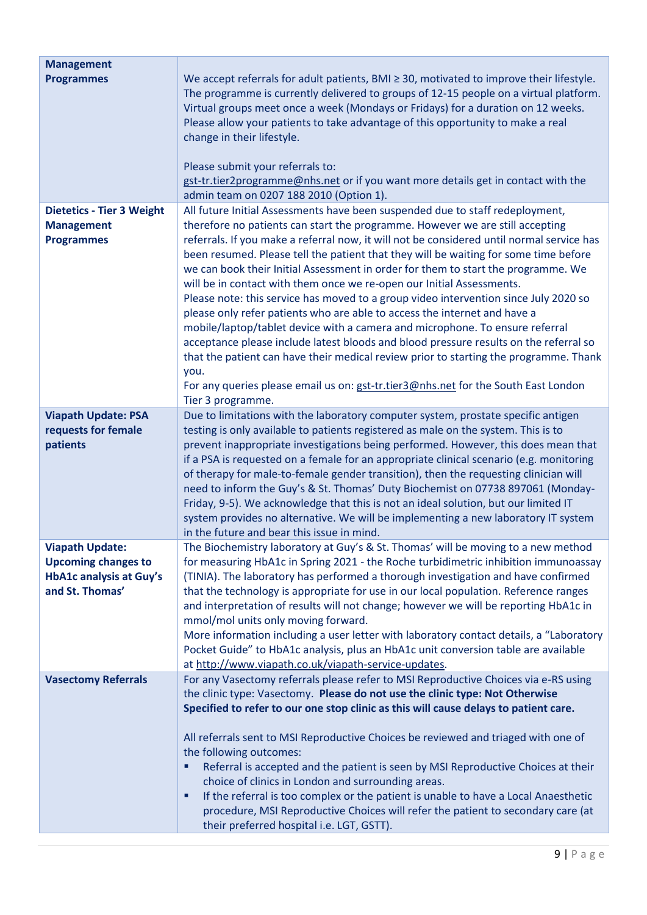| | |
|---|---|
| **Management Programmes** | We accept referrals for adult patients, BMI ≥ 30, motivated to improve their lifestyle. The programme is currently delivered to groups of 12-15 people on a virtual platform. Virtual groups meet once a week (Mondays or Fridays) for a duration on 12 weeks. Please allow your patients to take advantage of this opportunity to make a real change in their lifestyle.<br><br>Please submit your referrals to:<br>gst-tr.tier2programme@nhs.net or if you want more details get in contact with the admin team on 0207 188 2010 (Option 1). |
| **Dietetics - Tier 3 Weight Management Programmes** | All future Initial Assessments have been suspended due to staff redeployment, therefore no patients can start the programme. However we are still accepting referrals. If you make a referral now, it will not be considered until normal service has been resumed. Please tell the patient that they will be waiting for some time before we can book their Initial Assessment in order for them to start the programme. We will be in contact with them once we re-open our Initial Assessments.<br>Please note: this service has moved to a group video intervention since July 2020 so please only refer patients who are able to access the internet and have a mobile/laptop/tablet device with a camera and microphone. To ensure referral acceptance please include latest bloods and blood pressure results on the referral so that the patient can have their medical review prior to starting the programme. Thank you.<br>For any queries please email us on: gst-tr.tier3@nhs.net for the South East London Tier 3 programme. |
| **Viapath Update: PSA requests for female patients** | Due to limitations with the laboratory computer system, prostate specific antigen testing is only available to patients registered as male on the system. This is to prevent inappropriate investigations being performed. However, this does mean that if a PSA is requested on a female for an appropriate clinical scenario (e.g. monitoring of therapy for male-to-female gender transition), then the requesting clinician will need to inform the Guy's & St. Thomas' Duty Biochemist on 07738 897061 (Monday-Friday, 9-5). We acknowledge that this is not an ideal solution, but our limited IT system provides no alternative. We will be implementing a new laboratory IT system in the future and bear this issue in mind. |
| **Viapath Update: Upcoming changes to HbA1c analysis at Guy's and St. Thomas'** | The Biochemistry laboratory at Guy's & St. Thomas' will be moving to a new method for measuring HbA1c in Spring 2021 - the Roche turbidimetric inhibition immunoassay (TINIA). The laboratory has performed a thorough investigation and have confirmed that the technology is appropriate for use in our local population. Reference ranges and interpretation of results will not change; however we will be reporting HbA1c in mmol/mol units only moving forward.<br>More information including a user letter with laboratory contact details, a "Laboratory Pocket Guide" to HbA1c analysis, plus an HbA1c unit conversion table are available at http://www.viapath.co.uk/viapath-service-updates. |
| **Vasectomy Referrals** | For any Vasectomy referrals please refer to MSI Reproductive Choices via e-RS using the clinic type: Vasectomy. **Please do not use the clinic type: Not Otherwise Specified to refer to our one stop clinic as this will cause delays to patient care.**<br><br>All referrals sent to MSI Reproductive Choices be reviewed and triaged with one of the following outcomes:<br>▪ Referral is accepted and the patient is seen by MSI Reproductive Choices at their choice of clinics in London and surrounding areas.<br>▪ If the referral is too complex or the patient is unable to have a Local Anaesthetic procedure, MSI Reproductive Choices will refer the patient to secondary care (at their preferred hospital i.e. LGT, GSTT). |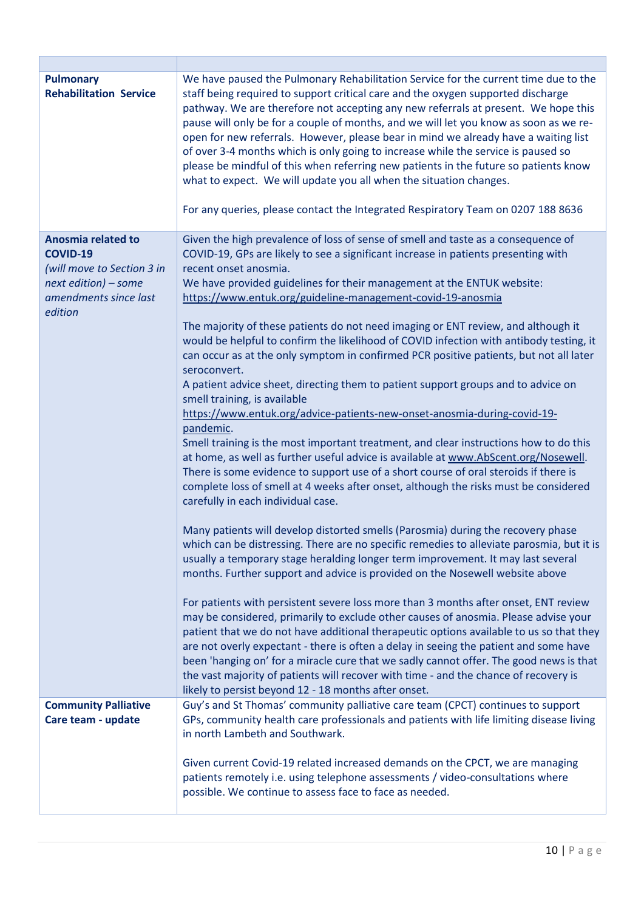| | |
|---|---|
| **Pulmonary Rehabilitation Service** | We have paused the Pulmonary Rehabilitation Service for the current time due to the staff being required to support critical care and the oxygen supported discharge pathway. We are therefore not accepting any new referrals at present. We hope this pause will only be for a couple of months, and we will let you know as soon as we re-open for new referrals. However, please bear in mind we already have a waiting list of over 3-4 months which is only going to increase while the service is paused so please be mindful of this when referring new patients in the future so patients know what to expect. We will update you all when the situation changes.<br><br>For any queries, please contact the Integrated Respiratory Team on 0207 188 8636 |
| **Anosmia related to COVID-19**<br>*(will move to Section 3 in next edition) – some amendments since last edition* | Given the high prevalence of loss of sense of smell and taste as a consequence of COVID-19, GPs are likely to see a significant increase in patients presenting with recent onset anosmia.<br>We have provided guidelines for their management at the ENTUK website: https://www.entuk.org/guideline-management-covid-19-anosmia<br><br>The majority of these patients do not need imaging or ENT review, and although it would be helpful to confirm the likelihood of COVID infection with antibody testing, it can occur as at the only symptom in confirmed PCR positive patients, but not all later seroconvert.<br>A patient advice sheet, directing them to patient support groups and to advice on smell training, is available https://www.entuk.org/advice-patients-new-onset-anosmia-during-covid-19-pandemic.<br>Smell training is the most important treatment, and clear instructions how to do this at home, as well as further useful advice is available at www.AbScent.org/Nosewell.<br>There is some evidence to support use of a short course of oral steroids if there is complete loss of smell at 4 weeks after onset, although the risks must be considered carefully in each individual case.<br><br>Many patients will develop distorted smells (Parosmia) during the recovery phase which can be distressing. There are no specific remedies to alleviate parosmia, but it is usually a temporary stage heralding longer term improvement. It may last several months. Further support and advice is provided on the Nosewell website above<br><br>For patients with persistent severe loss more than 3 months after onset, ENT review may be considered, primarily to exclude other causes of anosmia. Please advise your patient that we do not have additional therapeutic options available to us so that they are not overly expectant - there is often a delay in seeing the patient and some have been 'hanging on' for a miracle cure that we sadly cannot offer. The good news is that the vast majority of patients will recover with time - and the chance of recovery is likely to persist beyond 12 - 18 months after onset. |
| **Community Palliative Care team - update** | Guy's and St Thomas' community palliative care team (CPCT) continues to support GPs, community health care professionals and patients with life limiting disease living in north Lambeth and Southwark.<br><br>Given current Covid-19 related increased demands on the CPCT, we are managing patients remotely i.e. using telephone assessments / video-consultations where possible. We continue to assess face to face as needed. |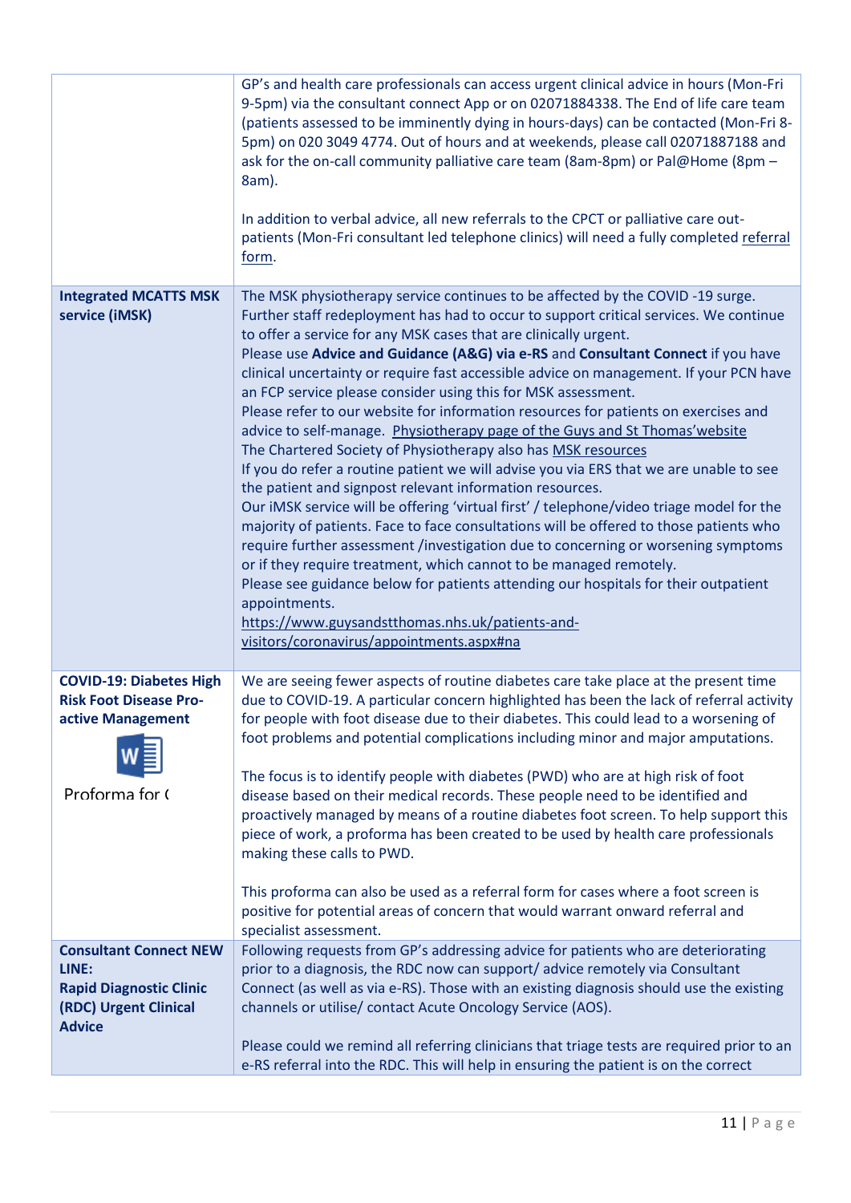| | |
|---|---|
| | GP's and health care professionals can access urgent clinical advice in hours (Mon-Fri 9-5pm) via the consultant connect App or on 02071884338. The End of life care team (patients assessed to be imminently dying in hours-days) can be contacted (Mon-Fri 8-5pm) on 020 3049 4774. Out of hours and at weekends, please call 02071887188 and ask for the on-call community palliative care team (8am-8pm) or Pal@Home (8pm – 8am).<br><br>In addition to verbal advice, all new referrals to the CPCT or palliative care out-patients (Mon-Fri consultant led telephone clinics) will need a fully completed referral form. |
| **Integrated MCATTS MSK service (iMSK)** | The MSK physiotherapy service continues to be affected by the COVID -19 surge. Further staff redeployment has had to occur to support critical services. We continue to offer a service for any MSK cases that are clinically urgent.<br>Please use **Advice and Guidance (A&G) via e-RS** and **Consultant Connect** if you have clinical uncertainty or require fast accessible advice on management. If your PCN have an FCP service please consider using this for MSK assessment.<br>Please refer to our website for information resources for patients on exercises and advice to self-manage. Physiotherapy page of the Guys and St Thomas'website<br>The Chartered Society of Physiotherapy also has MSK resources<br>If you do refer a routine patient we will advise you via ERS that we are unable to see the patient and signpost relevant information resources.<br>Our iMSK service will be offering 'virtual first' / telephone/video triage model for the majority of patients. Face to face consultations will be offered to those patients who require further assessment /investigation due to concerning or worsening symptoms or if they require treatment, which cannot to be managed remotely.<br>Please see guidance below for patients attending our hospitals for their outpatient appointments.<br>https://www.guysandstthomas.nhs.uk/patients-and-visitors/coronavirus/appointments.aspx#na |
| **COVID-19: Diabetes High Risk Foot Disease Pro-active Management**<br><br>Proforma for ( | We are seeing fewer aspects of routine diabetes care take place at the present time due to COVID-19. A particular concern highlighted has been the lack of referral activity for people with foot disease due to their diabetes. This could lead to a worsening of foot problems and potential complications including minor and major amputations.<br><br>The focus is to identify people with diabetes (PWD) who are at high risk of foot disease based on their medical records. These people need to be identified and proactively managed by means of a routine diabetes foot screen. To help support this piece of work, a proforma has been created to be used by health care professionals making these calls to PWD.<br><br>This proforma can also be used as a referral form for cases where a foot screen is positive for potential areas of concern that would warrant onward referral and specialist assessment. |
| **Consultant Connect NEW LINE:**<br>**Rapid Diagnostic Clinic (RDC) Urgent Clinical Advice** | Following requests from GP's addressing advice for patients who are deteriorating prior to a diagnosis, the RDC now can support/ advice remotely via Consultant Connect (as well as via e-RS). Those with an existing diagnosis should use the existing channels or utilise/ contact Acute Oncology Service (AOS).<br><br>Please could we remind all referring clinicians that triage tests are required prior to an e-RS referral into the RDC. This will help in ensuring the patient is on the correct |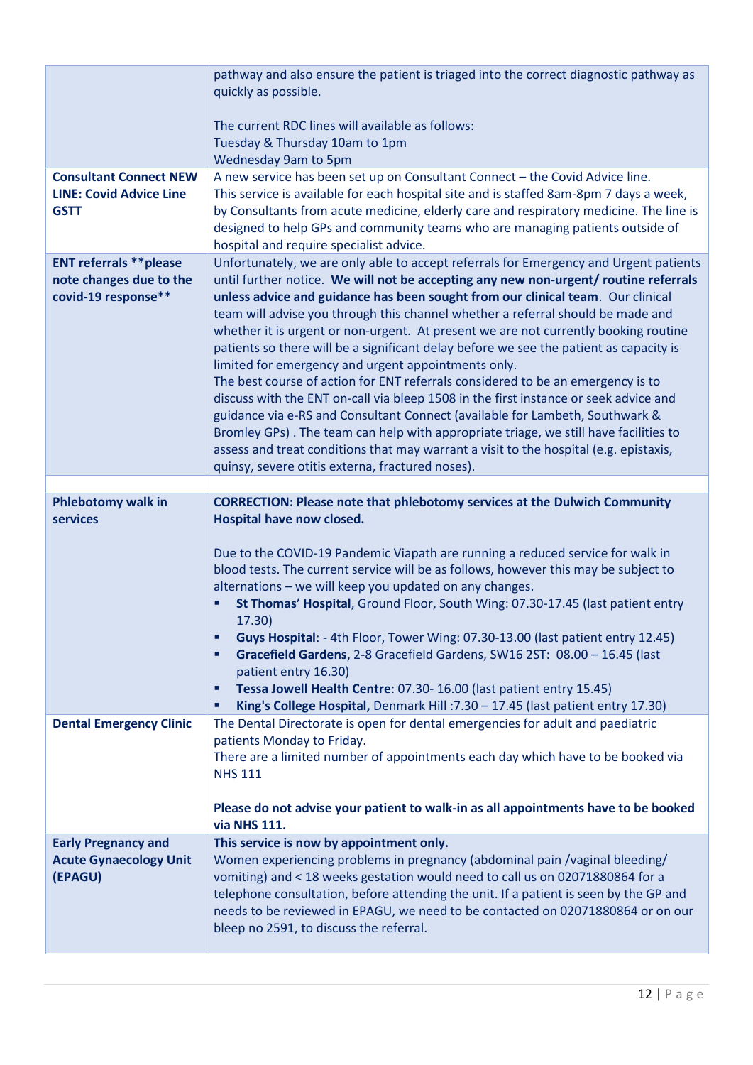| | |
|---|---|
| | pathway and also ensure the patient is triaged into the correct diagnostic pathway as quickly as possible.<br><br>The current RDC lines will available as follows:<br>Tuesday & Thursday 10am to 1pm<br>Wednesday 9am to 5pm |
| **Consultant Connect NEW LINE: Covid Advice Line GSTT** | A new service has been set up on Consultant Connect – the Covid Advice line.<br>This service is available for each hospital site and is staffed 8am-8pm 7 days a week, by Consultants from acute medicine, elderly care and respiratory medicine. The line is designed to help GPs and community teams who are managing patients outside of hospital and require specialist advice. |
| **ENT referrals **please note changes due to the covid-19 response**** | Unfortunately, we are only able to accept referrals for Emergency and Urgent patients until further notice. **We will not be accepting any new non-urgent/ routine referrals unless advice and guidance has been sought from our clinical team**. Our clinical team will advise you through this channel whether a referral should be made and whether it is urgent or non-urgent. At present we are not currently booking routine patients so there will be a significant delay before we see the patient as capacity is limited for emergency and urgent appointments only.<br>The best course of action for ENT referrals considered to be an emergency is to discuss with the ENT on-call via bleep 1508 in the first instance or seek advice and guidance via e-RS and Consultant Connect (available for Lambeth, Southwark & Bromley GPs) . The team can help with appropriate triage, we still have facilities to assess and treat conditions that may warrant a visit to the hospital (e.g. epistaxis, quinsy, severe otitis externa, fractured noses). |
| | |
| **Phlebotomy walk in services** | **CORRECTION: Please note that phlebotomy services at the Dulwich Community Hospital have now closed.**<br><br>Due to the COVID-19 Pandemic Viapath are running a reduced service for walk in blood tests. The current service will be as follows, however this may be subject to alternations – we will keep you updated on any changes.<br>▪ **St Thomas' Hospital**, Ground Floor, South Wing: 07.30-17.45 (last patient entry 17.30)<br>▪ **Guys Hospital**: - 4th Floor, Tower Wing: 07.30-13.00 (last patient entry 12.45)<br>▪ **Gracefield Gardens**, 2-8 Gracefield Gardens, SW16 2ST: 08.00 – 16.45 (last patient entry 16.30)<br>▪ **Tessa Jowell Health Centre**: 07.30- 16.00 (last patient entry 15.45)<br>▪ **King's College Hospital,** Denmark Hill :7.30 – 17.45 (last patient entry 17.30) |
| **Dental Emergency Clinic** | The Dental Directorate is open for dental emergencies for adult and paediatric patients Monday to Friday.<br>There are a limited number of appointments each day which have to be booked via NHS 111<br><br>**Please do not advise your patient to walk-in as all appointments have to be booked via NHS 111.** |
| **Early Pregnancy and Acute Gynaecology Unit (EPAGU)** | **This service is now by appointment only.**<br>Women experiencing problems in pregnancy (abdominal pain /vaginal bleeding/ vomiting) and < 18 weeks gestation would need to call us on 02071880864 for a telephone consultation, before attending the unit. If a patient is seen by the GP and needs to be reviewed in EPAGU, we need to be contacted on 02071880864 or on our bleep no 2591, to discuss the referral. |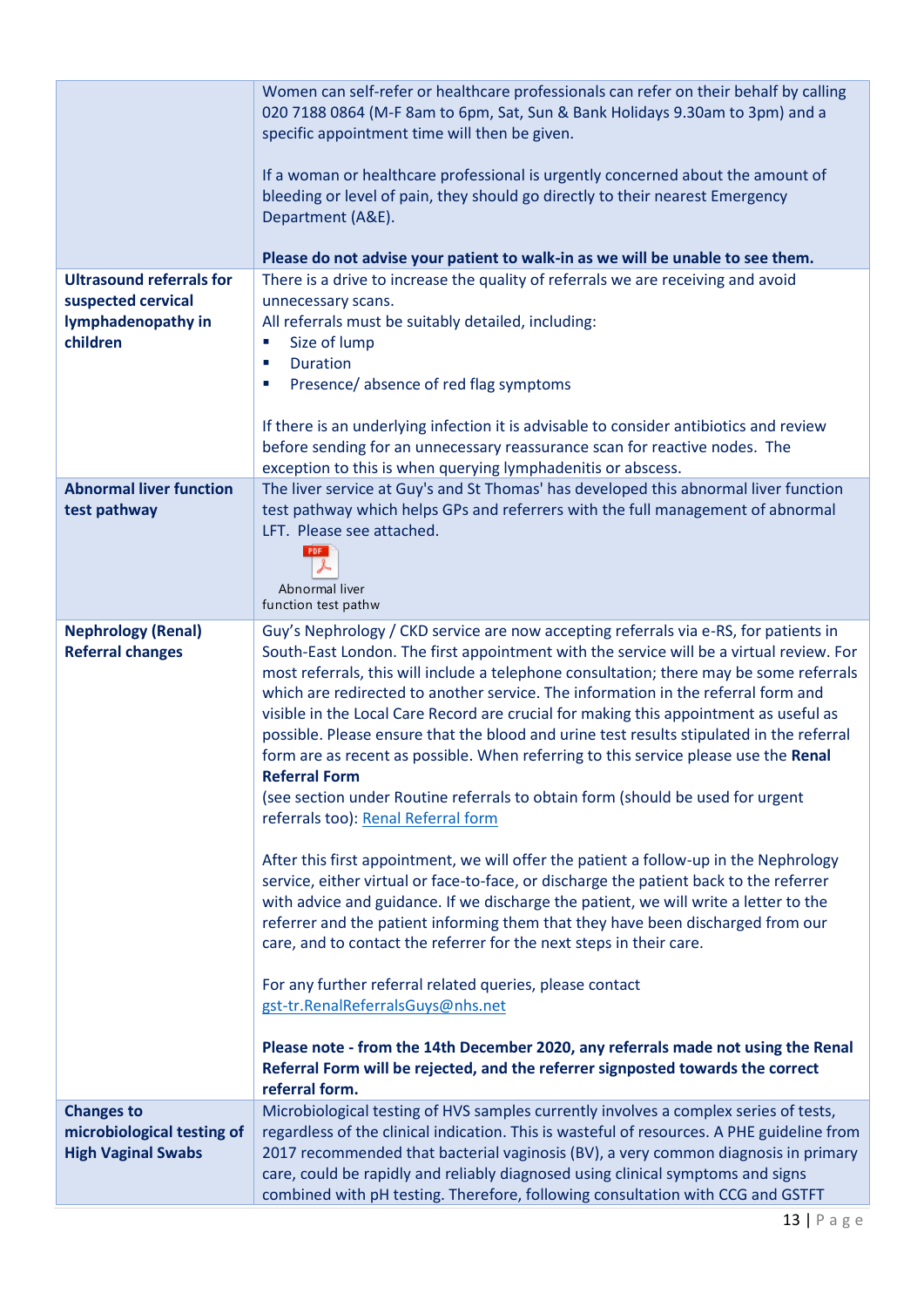| | |
|---|---|
| | Women can self-refer or healthcare professionals can refer on their behalf by calling 020 7188 0864 (M-F 8am to 6pm, Sat, Sun & Bank Holidays 9.30am to 3pm) and a specific appointment time will then be given.<br><br>If a woman or healthcare professional is urgently concerned about the amount of bleeding or level of pain, they should go directly to their nearest Emergency Department (A&E).<br><br>**Please do not advise your patient to walk-in as we will be unable to see them.** |
| **Ultrasound referrals for suspected cervical lymphadenopathy in children** | There is a drive to increase the quality of referrals we are receiving and avoid unnecessary scans.<br>All referrals must be suitably detailed, including:<br>▪ Size of lump<br>▪ Duration<br>▪ Presence/ absence of red flag symptoms<br><br>If there is an underlying infection it is advisable to consider antibiotics and review before sending for an unnecessary reassurance scan for reactive nodes. The exception to this is when querying lymphadenitis or abscess. |
| **Abnormal liver function test pathway** | The liver service at Guy's and St Thomas' has developed this abnormal liver function test pathway which helps GPs and referrers with the full management of abnormal LFT. Please see attached.<br><br>Abnormal liver function test pathw |
| **Nephrology (Renal) Referral changes** | Guy's Nephrology / CKD service are now accepting referrals via e-RS, for patients in South-East London. The first appointment with the service will be a virtual review. For most referrals, this will include a telephone consultation; there may be some referrals which are redirected to another service. The information in the referral form and visible in the Local Care Record are crucial for making this appointment as useful as possible. Please ensure that the blood and urine test results stipulated in the referral form are as recent as possible. When referring to this service please use the **Renal Referral Form**<br>(see section under Routine referrals to obtain form (should be used for urgent referrals too): Renal Referral form<br><br>After this first appointment, we will offer the patient a follow-up in the Nephrology service, either virtual or face-to-face, or discharge the patient back to the referrer with advice and guidance. If we discharge the patient, we will write a letter to the referrer and the patient informing them that they have been discharged from our care, and to contact the referrer for the next steps in their care.<br><br>For any further referral related queries, please contact gst-tr.RenalReferralsGuys@nhs.net<br><br>**Please note - from the 14th December 2020, any referrals made not using the Renal Referral Form will be rejected, and the referrer signposted towards the correct referral form.** |
| **Changes to microbiological testing of High Vaginal Swabs** | Microbiological testing of HVS samples currently involves a complex series of tests, regardless of the clinical indication. This is wasteful of resources. A PHE guideline from 2017 recommended that bacterial vaginosis (BV), a very common diagnosis in primary care, could be rapidly and reliably diagnosed using clinical symptoms and signs combined with pH testing. Therefore, following consultation with CCG and GSTFT |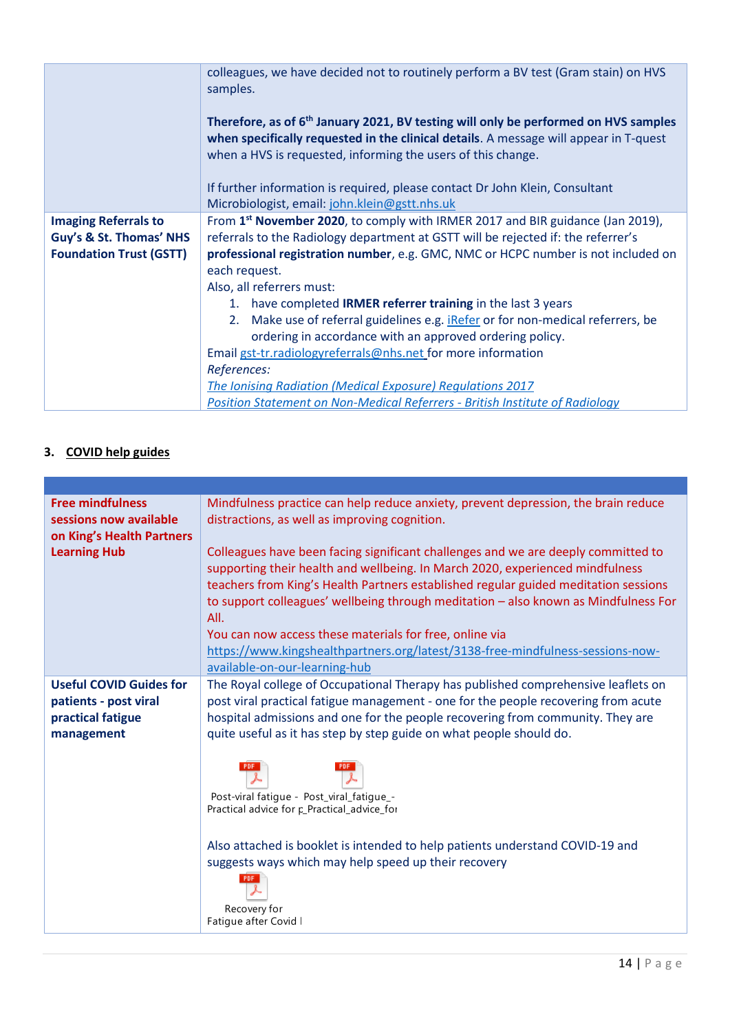| | |
|---|---|
| | colleagues, we have decided not to routinely perform a BV test (Gram stain) on HVS samples.<br><br>**Therefore, as of 6th January 2021, BV testing will only be performed on HVS samples when specifically requested in the clinical details**. A message will appear in T-quest when a HVS is requested, informing the users of this change.<br><br>If further information is required, please contact Dr John Klein, Consultant Microbiologist, email: john.klein@gstt.nhs.uk |
| **Imaging Referrals to Guy's & St. Thomas' NHS Foundation Trust (GSTT)** | From **1st November 2020**, to comply with IRMER 2017 and BIR guidance (Jan 2019), referrals to the Radiology department at GSTT will be rejected if: the referrer's **professional registration number**, e.g. GMC, NMC or HCPC number is not included on each request.<br>Also, all referrers must:<br>1. have completed **IRMER referrer training** in the last 3 years<br>2. Make use of referral guidelines e.g. iRefer or for non-medical referrers, be ordering in accordance with an approved ordering policy.<br>Email gst-tr.radiologyreferrals@nhs.net for more information<br>*References:*<br>*The Ionising Radiation (Medical Exposure) Regulations 2017*<br>*Position Statement on Non-Medical Referrers - British Institute of Radiology* |

## 3. COVID help guides

| | |
|---|---|
| **Free mindfulness sessions now available on King's Health Partners Learning Hub** | Mindfulness practice can help reduce anxiety, prevent depression, the brain reduce distractions, as well as improving cognition.<br><br>Colleagues have been facing significant challenges and we are deeply committed to supporting their health and wellbeing. In March 2020, experienced mindfulness teachers from King's Health Partners established regular guided meditation sessions to support colleagues' wellbeing through meditation – also known as Mindfulness For All.<br>You can now access these materials for free, online via https://www.kingshealthpartners.org/latest/3138-free-mindfulness-sessions-now-available-on-our-learning-hub |
| **Useful COVID Guides for patients - post viral practical fatigue management** | The Royal college of Occupational Therapy has published comprehensive leaflets on post viral practical fatigue management - one for the people recovering from acute hospital admissions and one for the people recovering from community. They are quite useful as it has step by step guide on what people should do.<br><br>Post-viral fatigue - Practical advice for p Post_viral_fatigue_-Practical_advice_for<br><br>Also attached is booklet is intended to help patients understand COVID-19 and suggests ways which may help speed up their recovery<br><br>Recovery for Fatigue after Covid I |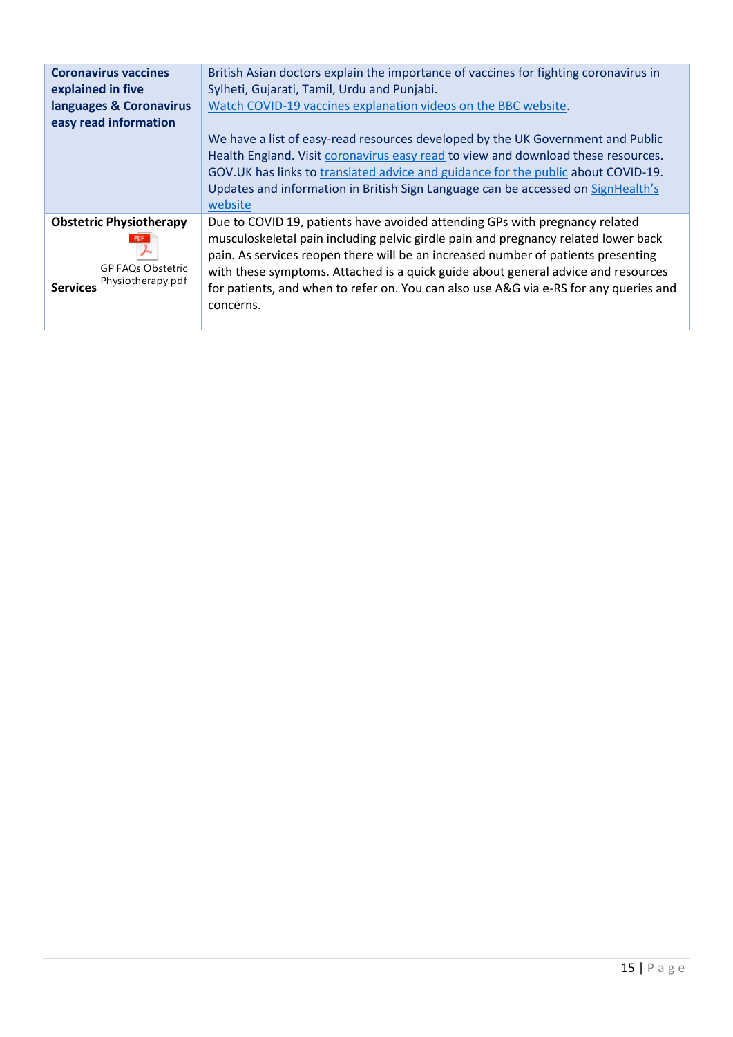| | |
|---|---|
| **Coronavirus vaccines explained in five languages & Coronavirus easy read information** | British Asian doctors explain the importance of vaccines for fighting coronavirus in Sylheti, Gujarati, Tamil, Urdu and Punjabi. Watch COVID-19 vaccines explanation videos on the BBC website. <br><br> We have a list of easy-read resources developed by the UK Government and Public Health England. Visit coronavirus easy read to view and download these resources. GOV.UK has links to translated advice and guidance for the public about COVID-19. Updates and information in British Sign Language can be accessed on SignHealth's website |
| **Obstetric Physiotherapy Services** <br> GP FAQs Obstetric Physiotherapy.pdf | Due to COVID 19, patients have avoided attending GPs with pregnancy related musculoskeletal pain including pelvic girdle pain and pregnancy related lower back pain. As services reopen there will be an increased number of patients presenting with these symptoms. Attached is a quick guide about general advice and resources for patients, and when to refer on. You can also use A&G via e-RS for any queries and concerns. |